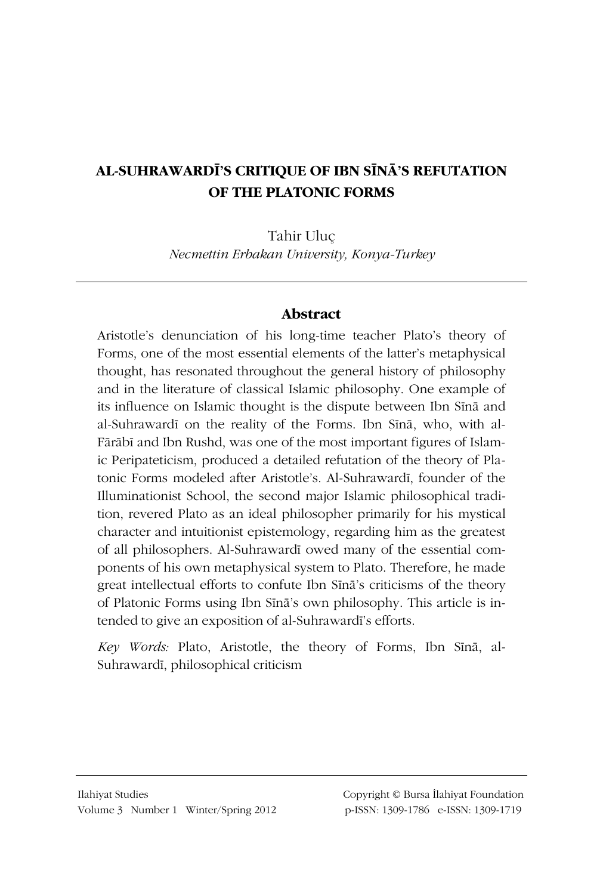# AL-SUHRAWARDĪ'S CRITIQUE OF IBN SĪNĀ'S REFUTATION OF THE PLATONIC FORMS

Tahir Uluç

*Necmettin Erbakan University, Konya-Turkey*

## Abstract

Aristotle's denunciation of his long-time teacher Plato's theory of Forms, one of the most essential elements of the latter's metaphysical thought, has resonated throughout the general history of philosophy and in the literature of classical Islamic philosophy. One example of its influence on Islamic thought is the dispute between Ibn Sīnā and al-Suhrawardī on the reality of the Forms. Ibn Sīnā, who, with al-Fārābī and Ibn Rushd, was one of the most important figures of Islamic Peripateticism, produced a detailed refutation of the theory of Platonic Forms modeled after Aristotle's. Al-Suhrawardī, founder of the Illuminationist School, the second major Islamic philosophical tradition, revered Plato as an ideal philosopher primarily for his mystical character and intuitionist epistemology, regarding him as the greatest of all philosophers. Al-Suhrawardī owed many of the essential components of his own metaphysical system to Plato. Therefore, he made great intellectual efforts to confute Ibn Sīnā's criticisms of the theory of Platonic Forms using Ibn Sīnā's own philosophy. This article is intended to give an exposition of al-Suhrawardī's efforts.

*Key Words:* Plato, Aristotle, the theory of Forms, Ibn Sīnā, al-Suhrawardī, philosophical criticism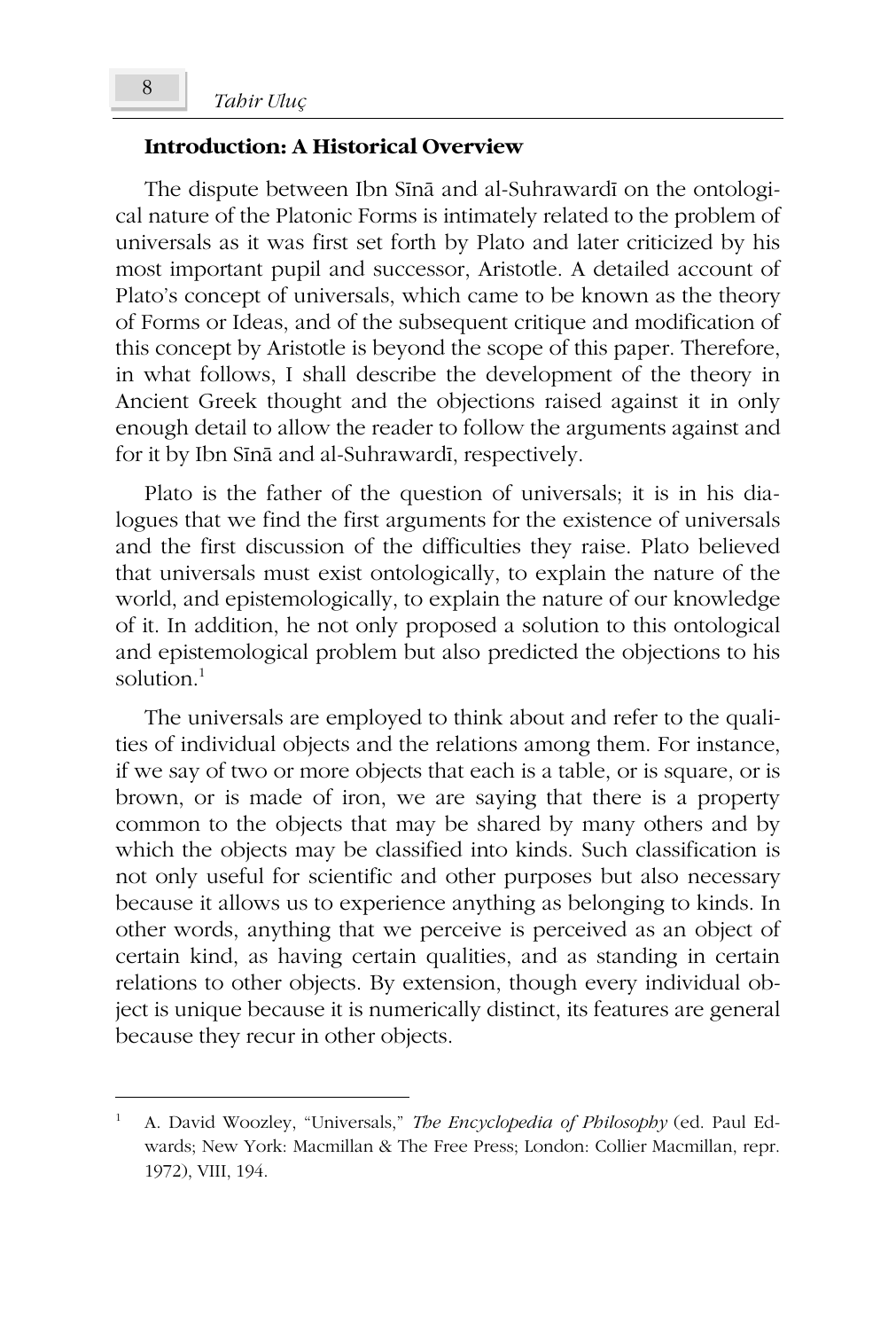## Introduction: A Historical Overview

The dispute between Ibn Sīnā and al-Suhrawardī on the ontological nature of the Platonic Forms is intimately related to the problem of universals as it was first set forth by Plato and later criticized by his most important pupil and successor, Aristotle. A detailed account of Plato's concept of universals, which came to be known as the theory of Forms or Ideas, and of the subsequent critique and modification of this concept by Aristotle is beyond the scope of this paper. Therefore, in what follows, I shall describe the development of the theory in Ancient Greek thought and the objections raised against it in only enough detail to allow the reader to follow the arguments against and for it by Ibn Sīnā and al-Suhrawardī, respectively.

Plato is the father of the question of universals; it is in his dialogues that we find the first arguments for the existence of universals and the first discussion of the difficulties they raise. Plato believed that universals must exist ontologically, to explain the nature of the world, and epistemologically, to explain the nature of our knowledge of it. In addition, he not only proposed a solution to this ontological and epistemological problem but also predicted the objections to his solution.[1]

The universals are employed to think about and refer to the qualities of individual objects and the relations among them. For instance, if we say of two or more objects that each is a table, or is square, or is brown, or is made of iron, we are saying that there is a property common to the objects that may be shared by many others and by which the objects may be classified into kinds. Such classification is not only useful for scientific and other purposes but also necessary because it allows us to experience anything as belonging to kinds. In other words, anything that we perceive is perceived as an object of certain kind, as having certain qualities, and as standing in certain relations to other objects. By extension, though every individual object is unique because it is numerically distinct, its features are general because they recur in other objects.

---

[1] A. David Woozley, "Universals," *The Encyclopedia of Philosophy* (ed. Paul Edwards; New York: Macmillan & The Free Press; London: Collier Macmillan, repr. 1972), VIII, 194.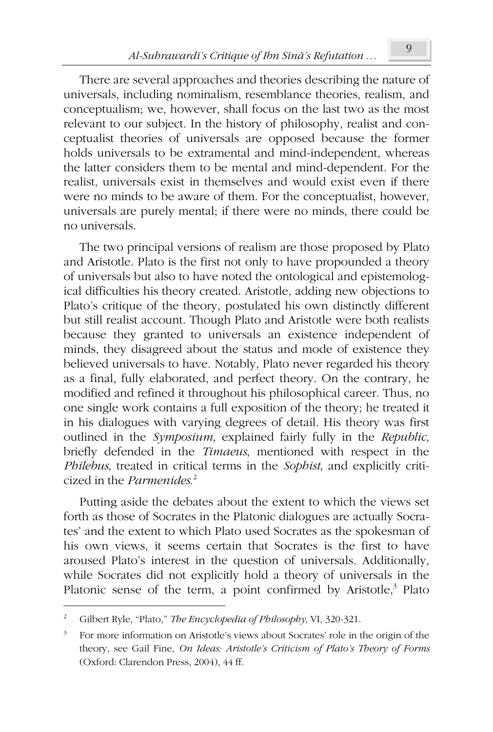There are several approaches and theories describing the nature of universals, including nominalism, resemblance theories, realism, and conceptualism; we, however, shall focus on the last two as the most relevant to our subject. In the history of philosophy, realist and conceptualist theories of universals are opposed because the former holds universals to be extramental and mind-independent, whereas the latter considers them to be mental and mind-dependent. For the realist, universals exist in themselves and would exist even if there were no minds to be aware of them. For the conceptualist, however, universals are purely mental; if there were no minds, there could be no universals.

The two principal versions of realism are those proposed by Plato and Aristotle. Plato is the first not only to have propounded a theory of universals but also to have noted the ontological and epistemological difficulties his theory created. Aristotle, adding new objections to Plato's critique of the theory, postulated his own distinctly different but still realist account. Though Plato and Aristotle were both realists because they granted to universals an existence independent of minds, they disagreed about the status and mode of existence they believed universals to have. Notably, Plato never regarded his theory as a final, fully elaborated, and perfect theory. On the contrary, he modified and refined it throughout his philosophical career. Thus, no one single work contains a full exposition of the theory; he treated it in his dialogues with varying degrees of detail. His theory was first outlined in the *Symposium*, explained fairly fully in the *Republic*, briefly defended in the *Timaeus*, mentioned with respect in the *Philebus*, treated in critical terms in the *Sophist*, and explicitly criticized in the *Parmenides*.[2]

Putting aside the debates about the extent to which the views set forth as those of Socrates in the Platonic dialogues are actually Socrates' and the extent to which Plato used Socrates as the spokesman of his own views, it seems certain that Socrates is the first to have aroused Plato's interest in the question of universals. Additionally, while Socrates did not explicitly hold a theory of universals in the Platonic sense of the term, a point confirmed by Aristotle,[3] Plato

---

[2] Gilbert Ryle, "Plato," *The Encyclopedia of Philosophy*, VI, 320-321.

[3] For more information on Aristotle's views about Socrates' role in the origin of the theory, see Gail Fine, *On Ideas: Aristotle's Criticism of Plato's Theory of Forms* (Oxford: Clarendon Press, 2004), 44 ff.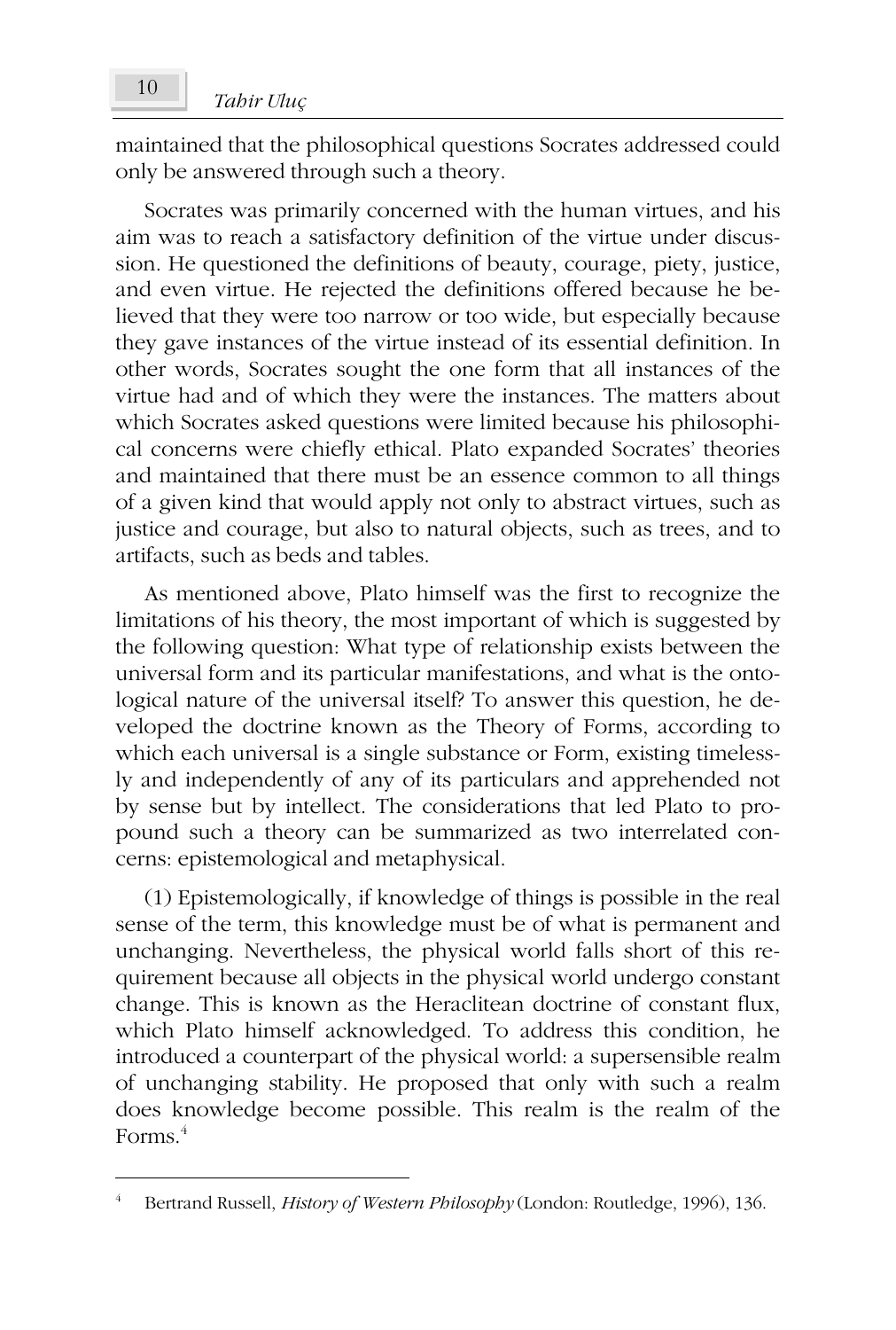maintained that the philosophical questions Socrates addressed could only be answered through such a theory.

Socrates was primarily concerned with the human virtues, and his aim was to reach a satisfactory definition of the virtue under discussion. He questioned the definitions of beauty, courage, piety, justice, and even virtue. He rejected the definitions offered because he believed that they were too narrow or too wide, but especially because they gave instances of the virtue instead of its essential definition. In other words, Socrates sought the one form that all instances of the virtue had and of which they were the instances. The matters about which Socrates asked questions were limited because his philosophical concerns were chiefly ethical. Plato expanded Socrates' theories and maintained that there must be an essence common to all things of a given kind that would apply not only to abstract virtues, such as justice and courage, but also to natural objects, such as trees, and to artifacts, such as beds and tables.

As mentioned above, Plato himself was the first to recognize the limitations of his theory, the most important of which is suggested by the following question: What type of relationship exists between the universal form and its particular manifestations, and what is the ontological nature of the universal itself? To answer this question, he developed the doctrine known as the Theory of Forms, according to which each universal is a single substance or Form, existing timelessly and independently of any of its particulars and apprehended not by sense but by intellect. The considerations that led Plato to propound such a theory can be summarized as two interrelated concerns: epistemological and metaphysical.

(1) Epistemologically, if knowledge of things is possible in the real sense of the term, this knowledge must be of what is permanent and unchanging. Nevertheless, the physical world falls short of this requirement because all objects in the physical world undergo constant change. This is known as the Heraclitean doctrine of constant flux, which Plato himself acknowledged. To address this condition, he introduced a counterpart of the physical world: a supersensible realm of unchanging stability. He proposed that only with such a realm does knowledge become possible. This realm is the realm of the Forms.[4]

---

[4] Bertrand Russell, *History of Western Philosophy* (London: Routledge, 1996), 136.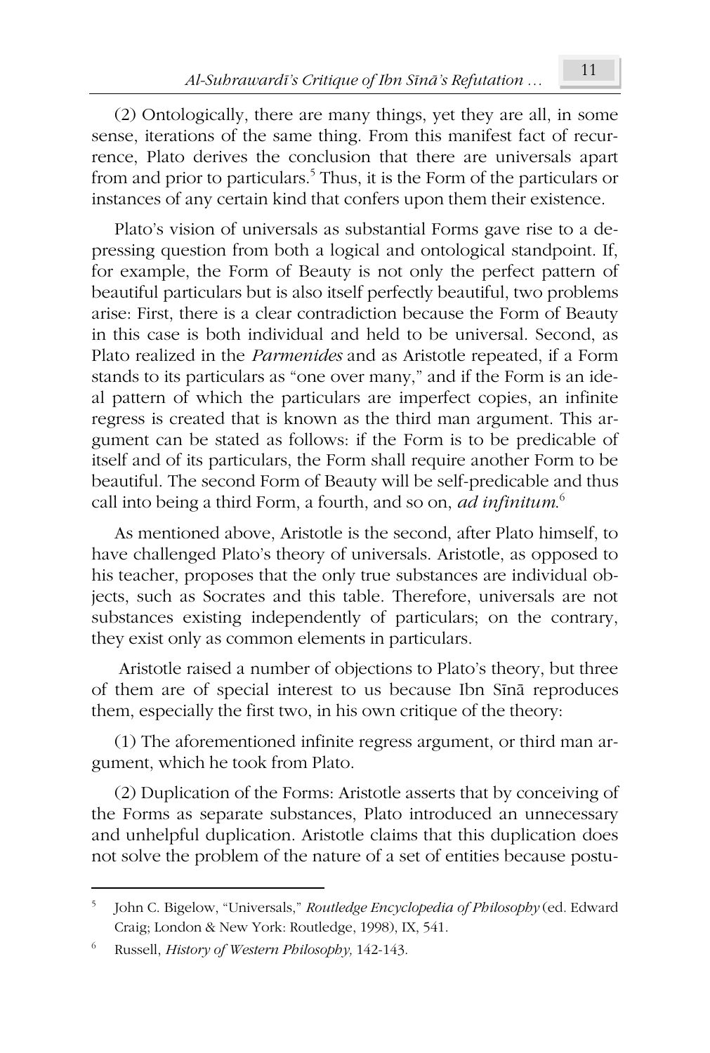(2) Ontologically, there are many things, yet they are all, in some sense, iterations of the same thing. From this manifest fact of recurrence, Plato derives the conclusion that there are universals apart from and prior to particulars.[5] Thus, it is the Form of the particulars or instances of any certain kind that confers upon them their existence.

Plato's vision of universals as substantial Forms gave rise to a depressing question from both a logical and ontological standpoint. If, for example, the Form of Beauty is not only the perfect pattern of beautiful particulars but is also itself perfectly beautiful, two problems arise: First, there is a clear contradiction because the Form of Beauty in this case is both individual and held to be universal. Second, as Plato realized in the *Parmenides* and as Aristotle repeated, if a Form stands to its particulars as "one over many," and if the Form is an ideal pattern of which the particulars are imperfect copies, an infinite regress is created that is known as the third man argument. This argument can be stated as follows: if the Form is to be predicable of itself and of its particulars, the Form shall require another Form to be beautiful. The second Form of Beauty will be self-predicable and thus call into being a third Form, a fourth, and so on, *ad infinitum*.[6]

As mentioned above, Aristotle is the second, after Plato himself, to have challenged Plato's theory of universals. Aristotle, as opposed to his teacher, proposes that the only true substances are individual objects, such as Socrates and this table. Therefore, universals are not substances existing independently of particulars; on the contrary, they exist only as common elements in particulars.

Aristotle raised a number of objections to Plato's theory, but three of them are of special interest to us because Ibn Sīnā reproduces them, especially the first two, in his own critique of the theory:

(1) The aforementioned infinite regress argument, or third man argument, which he took from Plato.

(2) Duplication of the Forms: Aristotle asserts that by conceiving of the Forms as separate substances, Plato introduced an unnecessary and unhelpful duplication. Aristotle claims that this duplication does not solve the problem of the nature of a set of entities because postu-

---

[5] John C. Bigelow, "Universals," *Routledge Encyclopedia of Philosophy* (ed. Edward Craig; London & New York: Routledge, 1998), IX, 541.

[6] Russell, *History of Western Philosophy,* 142-143.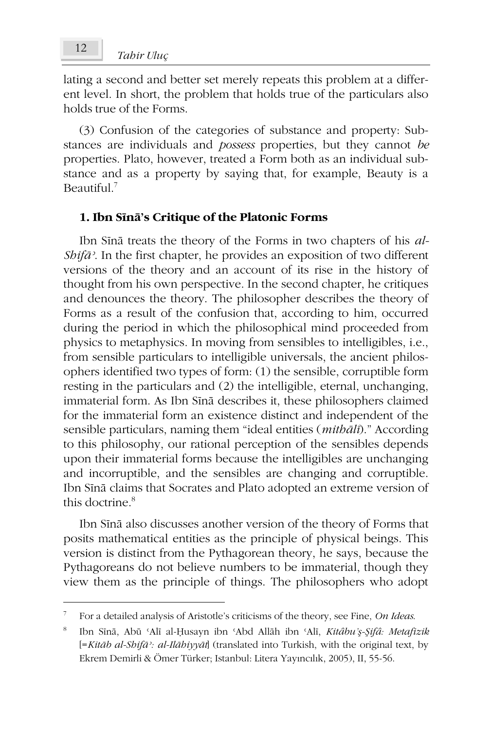lating a second and better set merely repeats this problem at a different level. In short, the problem that holds true of the particulars also holds true of the Forms.

(3) Confusion of the categories of substance and property: Substances are individuals and *possess* properties, but they cannot *be* properties. Plato, however, treated a Form both as an individual substance and as a property by saying that, for example, Beauty is a Beautiful.[7]

### 1. Ibn Sīnā's Critique of the Platonic Forms

Ibn Sīnā treats the theory of the Forms in two chapters of his *al-Shifāʾ*. In the first chapter, he provides an exposition of two different versions of the theory and an account of its rise in the history of thought from his own perspective. In the second chapter, he critiques and denounces the theory. The philosopher describes the theory of Forms as a result of the confusion that, according to him, occurred during the period in which the philosophical mind proceeded from physics to metaphysics. In moving from sensibles to intelligibles, i.e., from sensible particulars to intelligible universals, the ancient philosophers identified two types of form: (1) the sensible, corruptible form resting in the particulars and (2) the intelligible, eternal, unchanging, immaterial form. As Ibn Sīnā describes it, these philosophers claimed for the immaterial form an existence distinct and independent of the sensible particulars, naming them "ideal entities (*mithālī*)." According to this philosophy, our rational perception of the sensibles depends upon their immaterial forms because the intelligibles are unchanging and incorruptible, and the sensibles are changing and corruptible. Ibn Sīnā claims that Socrates and Plato adopted an extreme version of this doctrine.[8]

Ibn Sīnā also discusses another version of the theory of Forms that posits mathematical entities as the principle of physical beings. This version is distinct from the Pythagorean theory, he says, because the Pythagoreans do not believe numbers to be immaterial, though they view them as the principle of things. The philosophers who adopt

---

[7] For a detailed analysis of Aristotle's criticisms of the theory, see Fine, *On Ideas.*

[8] Ibn Sīnā, Abū ʿAlī al-Ḥusayn ibn ʿAbd Allāh ibn ʿAlī, *Kitâbu'ş-Şifâ: Metafizik* [=*Kitāb al-Shifāʾ: al-Ilāhiyyāt*] (translated into Turkish, with the original text, by Ekrem Demirli & Ömer Türker; Istanbul: Litera Yayıncılık, 2005), II, 55-56.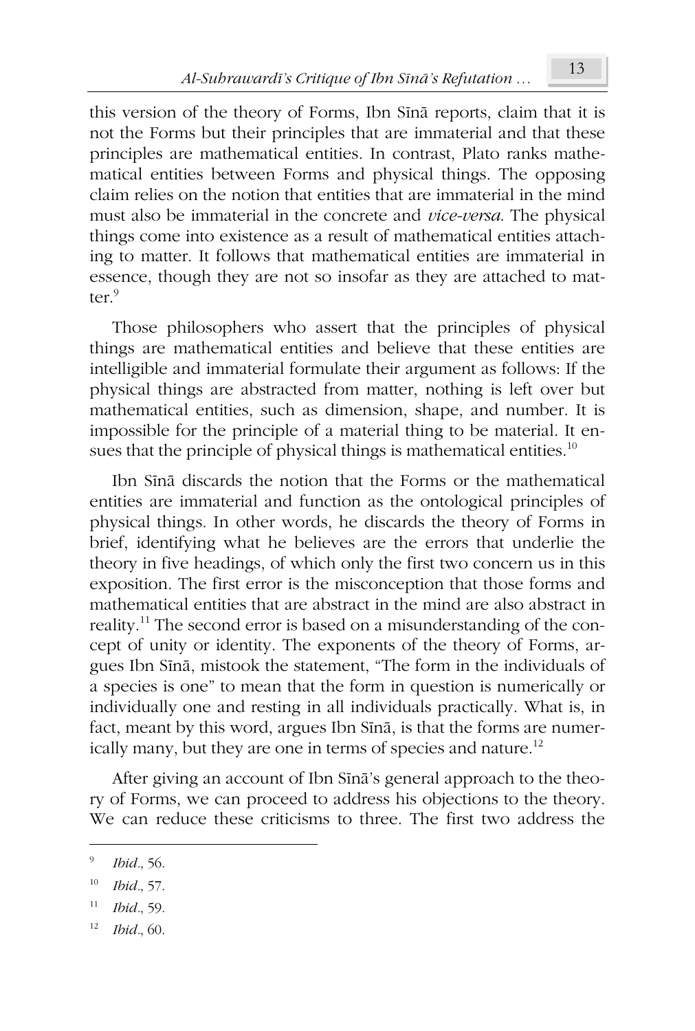this version of the theory of Forms, Ibn Sīnā reports, claim that it is not the Forms but their principles that are immaterial and that these principles are mathematical entities. In contrast, Plato ranks mathematical entities between Forms and physical things. The opposing claim relies on the notion that entities that are immaterial in the mind must also be immaterial in the concrete and *vice-versa*. The physical things come into existence as a result of mathematical entities attaching to matter. It follows that mathematical entities are immaterial in essence, though they are not so insofar as they are attached to matter.[9]

Those philosophers who assert that the principles of physical things are mathematical entities and believe that these entities are intelligible and immaterial formulate their argument as follows: If the physical things are abstracted from matter, nothing is left over but mathematical entities, such as dimension, shape, and number. It is impossible for the principle of a material thing to be material. It ensues that the principle of physical things is mathematical entities.[10]

Ibn Sīnā discards the notion that the Forms or the mathematical entities are immaterial and function as the ontological principles of physical things. In other words, he discards the theory of Forms in brief, identifying what he believes are the errors that underlie the theory in five headings, of which only the first two concern us in this exposition. The first error is the misconception that those forms and mathematical entities that are abstract in the mind are also abstract in reality.[11] The second error is based on a misunderstanding of the concept of unity or identity. The exponents of the theory of Forms, argues Ibn Sīnā, mistook the statement, "The form in the individuals of a species is one" to mean that the form in question is numerically or individually one and resting in all individuals practically. What is, in fact, meant by this word, argues Ibn Sīnā, is that the forms are numerically many, but they are one in terms of species and nature.[12]

After giving an account of Ibn Sīnā's general approach to the theory of Forms, we can proceed to address his objections to the theory. We can reduce these criticisms to three. The first two address the

---

[9] *Ibid*., 56.

[10] *Ibid*., 57.

[11] *Ibid*., 59.

[12] *Ibid*., 60.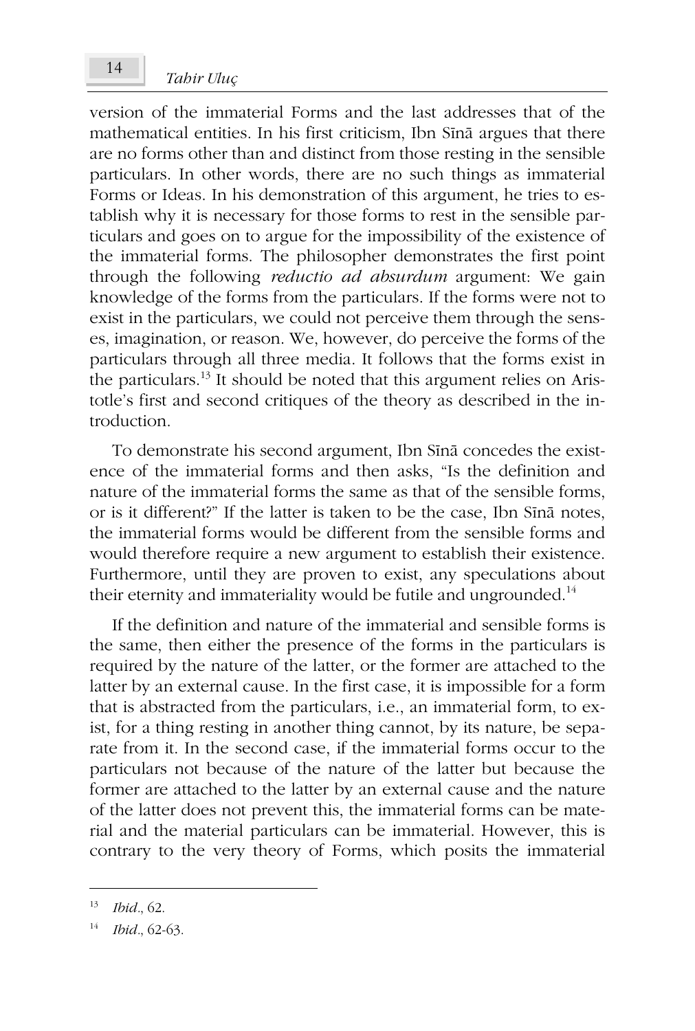version of the immaterial Forms and the last addresses that of the mathematical entities. In his first criticism, Ibn Sīnā argues that there are no forms other than and distinct from those resting in the sensible particulars. In other words, there are no such things as immaterial Forms or Ideas. In his demonstration of this argument, he tries to establish why it is necessary for those forms to rest in the sensible particulars and goes on to argue for the impossibility of the existence of the immaterial forms. The philosopher demonstrates the first point through the following *reductio ad absurdum* argument: We gain knowledge of the forms from the particulars. If the forms were not to exist in the particulars, we could not perceive them through the senses, imagination, or reason. We, however, do perceive the forms of the particulars through all three media. It follows that the forms exist in the particulars.[13] It should be noted that this argument relies on Aristotle's first and second critiques of the theory as described in the introduction.

To demonstrate his second argument, Ibn Sīnā concedes the existence of the immaterial forms and then asks, "Is the definition and nature of the immaterial forms the same as that of the sensible forms, or is it different?" If the latter is taken to be the case, Ibn Sīnā notes, the immaterial forms would be different from the sensible forms and would therefore require a new argument to establish their existence. Furthermore, until they are proven to exist, any speculations about their eternity and immateriality would be futile and ungrounded.[14]

If the definition and nature of the immaterial and sensible forms is the same, then either the presence of the forms in the particulars is required by the nature of the latter, or the former are attached to the latter by an external cause. In the first case, it is impossible for a form that is abstracted from the particulars, i.e., an immaterial form, to exist, for a thing resting in another thing cannot, by its nature, be separate from it. In the second case, if the immaterial forms occur to the particulars not because of the nature of the latter but because the former are attached to the latter by an external cause and the nature of the latter does not prevent this, the immaterial forms can be material and the material particulars can be immaterial. However, this is contrary to the very theory of Forms, which posits the immaterial

---

[13] *Ibid*., 62.

[14] *Ibid*., 62-63.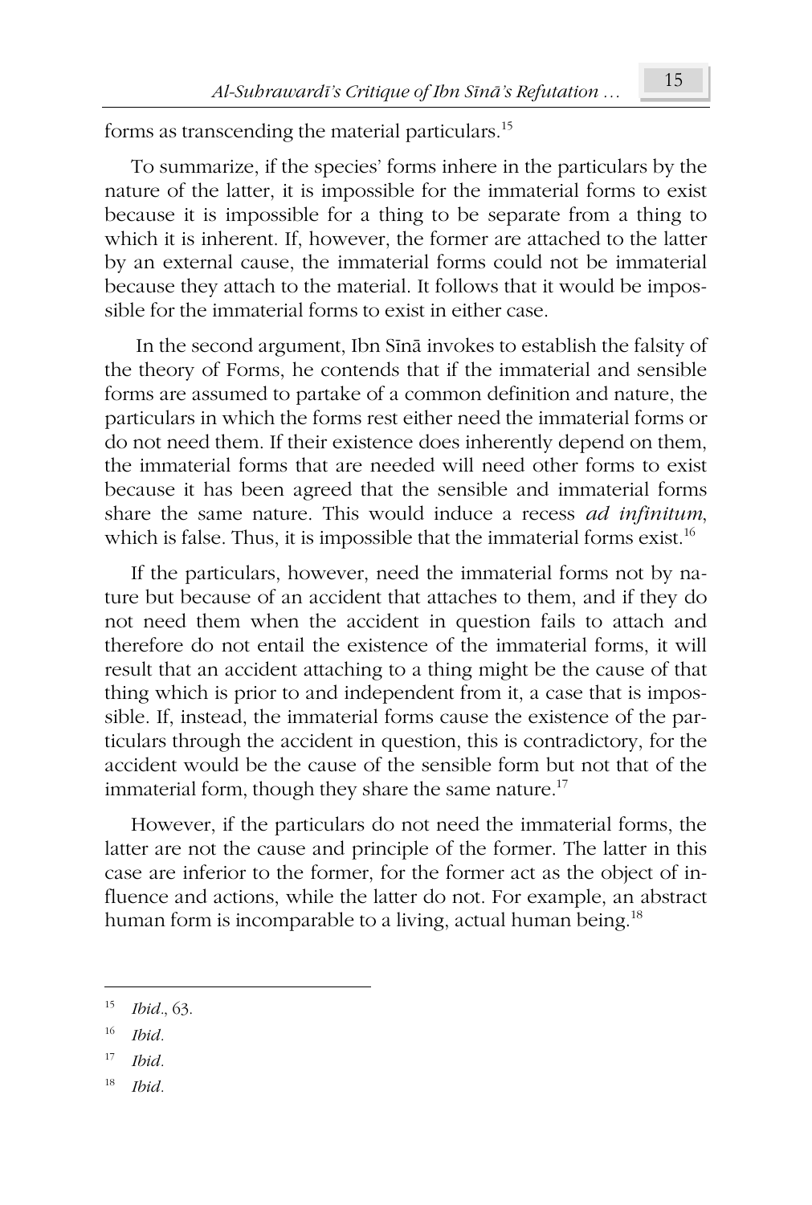forms as transcending the material particulars.[15]

To summarize, if the species' forms inhere in the particulars by the nature of the latter, it is impossible for the immaterial forms to exist because it is impossible for a thing to be separate from a thing to which it is inherent. If, however, the former are attached to the latter by an external cause, the immaterial forms could not be immaterial because they attach to the material. It follows that it would be impossible for the immaterial forms to exist in either case.

In the second argument, Ibn Sīnā invokes to establish the falsity of the theory of Forms, he contends that if the immaterial and sensible forms are assumed to partake of a common definition and nature, the particulars in which the forms rest either need the immaterial forms or do not need them. If their existence does inherently depend on them, the immaterial forms that are needed will need other forms to exist because it has been agreed that the sensible and immaterial forms share the same nature. This would induce a recess *ad infinitum*, which is false. Thus, it is impossible that the immaterial forms exist.[16]

If the particulars, however, need the immaterial forms not by nature but because of an accident that attaches to them, and if they do not need them when the accident in question fails to attach and therefore do not entail the existence of the immaterial forms, it will result that an accident attaching to a thing might be the cause of that thing which is prior to and independent from it, a case that is impossible. If, instead, the immaterial forms cause the existence of the particulars through the accident in question, this is contradictory, for the accident would be the cause of the sensible form but not that of the immaterial form, though they share the same nature.[17]

However, if the particulars do not need the immaterial forms, the latter are not the cause and principle of the former. The latter in this case are inferior to the former, for the former act as the object of influence and actions, while the latter do not. For example, an abstract human form is incomparable to a living, actual human being.[18]

---

[15] *Ibid*., 63.

[16] *Ibid*.

[17] *Ibid*.

[18] *Ibid*.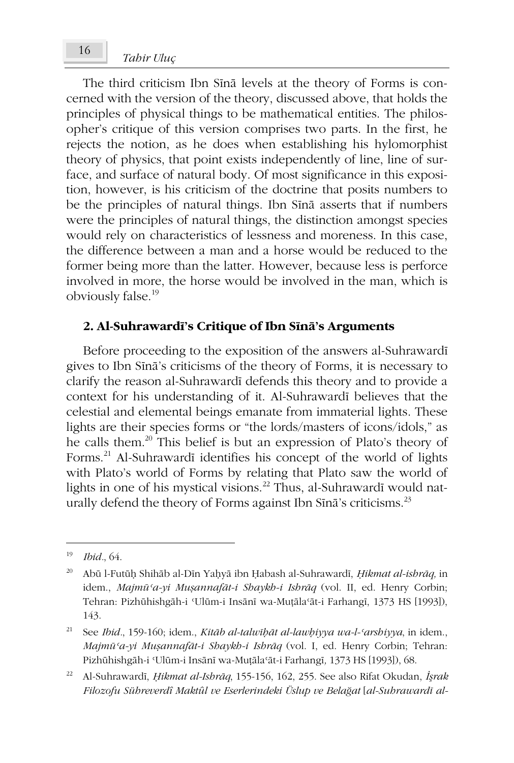The third criticism Ibn Sīnā levels at the theory of Forms is concerned with the version of the theory, discussed above, that holds the principles of physical things to be mathematical entities. The philosopher's critique of this version comprises two parts. In the first, he rejects the notion, as he does when establishing his hylomorphist theory of physics, that point exists independently of line, line of surface, and surface of natural body. Of most significance in this exposition, however, is his criticism of the doctrine that posits numbers to be the principles of natural things. Ibn Sīnā asserts that if numbers were the principles of natural things, the distinction amongst species would rely on characteristics of lessness and moreness. In this case, the difference between a man and a horse would be reduced to the former being more than the latter. However, because less is perforce involved in more, the horse would be involved in the man, which is obviously false.[19]

## 2. Al-Suhrawardī's Critique of Ibn Sīnā's Arguments

Before proceeding to the exposition of the answers al-Suhrawardī gives to Ibn Sīnā's criticisms of the theory of Forms, it is necessary to clarify the reason al-Suhrawardī defends this theory and to provide a context for his understanding of it. Al-Suhrawardī believes that the celestial and elemental beings emanate from immaterial lights. These lights are their species forms or "the lords/masters of icons/idols," as he calls them.[20] This belief is but an expression of Plato's theory of Forms.[21] Al-Suhrawardī identifies his concept of the world of lights with Plato's world of Forms by relating that Plato saw the world of lights in one of his mystical visions.[22] Thus, al-Suhrawardī would naturally defend the theory of Forms against Ibn Sīnā's criticisms.[23]

---

[19] *Ibid*., 64.

[20] Abū l-Futūḥ Shihāb al-Dīn Yaḥyā ibn Ḥabash al-Suhrawardī, *Ḥikmat al-ishrāq,* in idem., *Majmūʿa-yi Muṣannafāt-i Shaykh-i Ishrāq* (vol. II, ed. Henry Corbin; Tehran: Pizhūhishgāh-i ʿUlūm-i Insānī wa-Muṭālaʿāt-i Farhangī, 1373 HS [1993]), 143.

[21] See *Ibid*., 159-160; idem., *Kitāb al-talwīḥāt al-lawḥiyya wa-l-ʿarshiyya*, in idem., *Majmūʿa-yi Muṣannafāt-i Shaykh-i Ishrāq* (vol. I, ed. Henry Corbin; Tehran: Pizhūhishgāh-i ʿUlūm-i Insānī wa-Muṭālaʿāt-i Farhangī, 1373 HS [1993]), 68.

[22] Al-Suhrawardī, *Ḥikmat al-Ishrāq*, 155-156, 162, 255. See also Rifat Okudan, *İşrak Filozofu Sühreverdî Maktûl ve Eserlerindeki Üslup ve Belağat* [*al-Suhrawardī al-*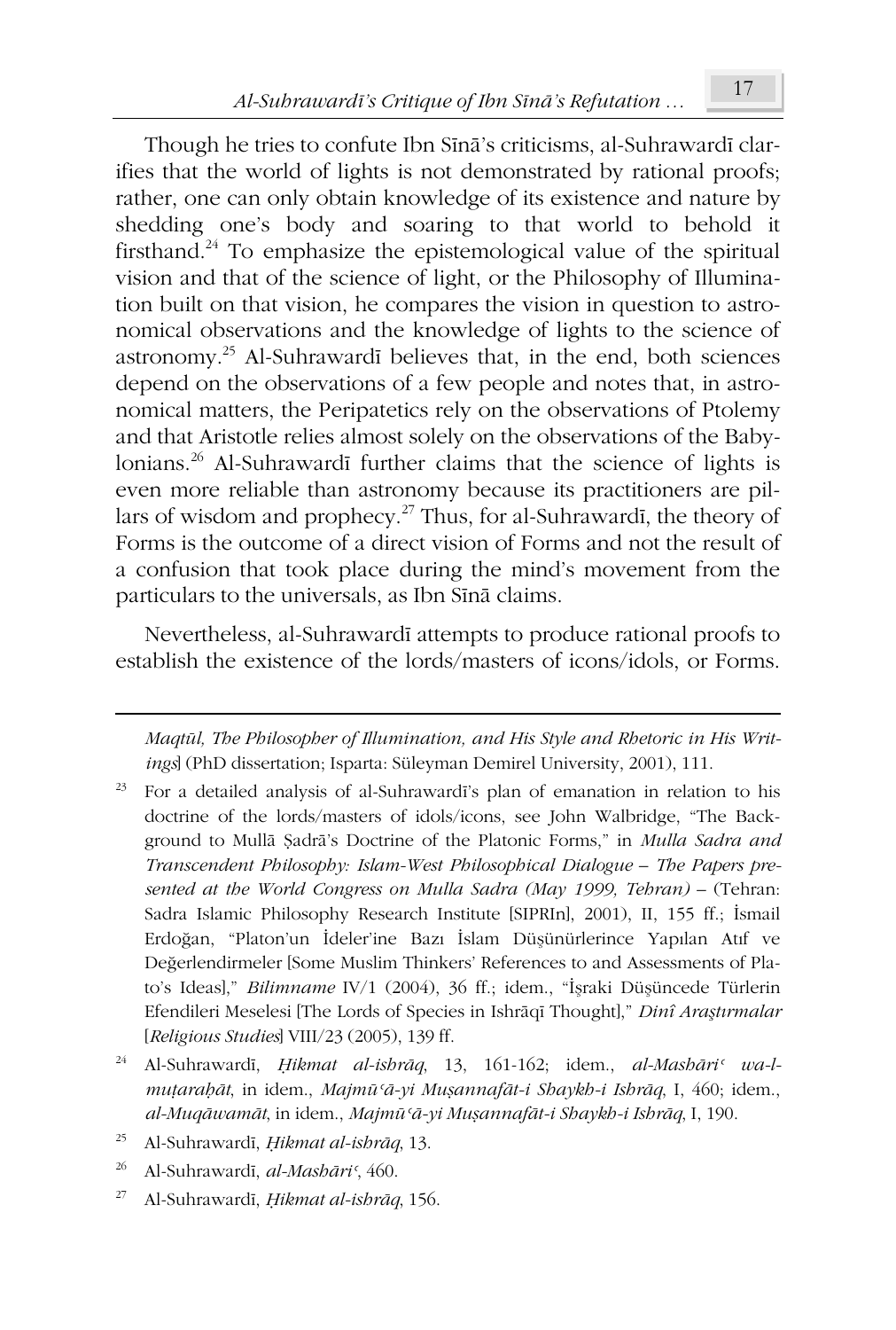Though he tries to confute Ibn Sīnā's criticisms, al-Suhrawardī clarifies that the world of lights is not demonstrated by rational proofs; rather, one can only obtain knowledge of its existence and nature by shedding one's body and soaring to that world to behold it firsthand.[24] To emphasize the epistemological value of the spiritual vision and that of the science of light, or the Philosophy of Illumination built on that vision, he compares the vision in question to astronomical observations and the knowledge of lights to the science of astronomy.[25] Al-Suhrawardī believes that, in the end, both sciences depend on the observations of a few people and notes that, in astronomical matters, the Peripatetics rely on the observations of Ptolemy and that Aristotle relies almost solely on the observations of the Babylonians.[26] Al-Suhrawardī further claims that the science of lights is even more reliable than astronomy because its practitioners are pillars of wisdom and prophecy.[27] Thus, for al-Suhrawardī, the theory of Forms is the outcome of a direct vision of Forms and not the result of a confusion that took place during the mind's movement from the particulars to the universals, as Ibn Sīnā claims.

Nevertheless, al-Suhrawardī attempts to produce rational proofs to establish the existence of the lords/masters of icons/idols, or Forms.

---

*Maqtūl, The Philosopher of Illumination, and His Style and Rhetoric in His Writings*] (PhD dissertation; Isparta: Süleyman Demirel University, 2001), 111.

[23] For a detailed analysis of al-Suhrawardī's plan of emanation in relation to his doctrine of the lords/masters of idols/icons, see John Walbridge, "The Background to Mullā Ṣadrā's Doctrine of the Platonic Forms," in *Mulla Sadra and Transcendent Philosophy: Islam-West Philosophical Dialogue – The Papers presented at the World Congress on Mulla Sadra (May 1999, Tehran)* – (Tehran: Sadra Islamic Philosophy Research Institute [SIPRIn], 2001), II, 155 ff.; İsmail Erdoğan, "Platon'un İdeler'ine Bazı İslam Düşünürlerince Yapılan Atıf ve Değerlendirmeler [Some Muslim Thinkers' References to and Assessments of Plato's Ideas]," *Bilimname* IV/1 (2004), 36 ff.; idem., "İşraki Düşüncede Türlerin Efendileri Meselesi [The Lords of Species in Ishrāqī Thought]," *Dinî Araştırmalar* [*Religious Studies*] VIII/23 (2005), 139 ff.

[24] Al-Suhrawardī, *Ḥikmat al-ishrāq*, 13, 161-162; idem., *al-Mashāriʿ wa-l-muṭaraḥāt*, in idem., *Majmūʿā-yi Muṣannafāt-i Shaykh-i Ishrāq*, I, 460; idem., *al-Muqāwamāt*, in idem., *Majmūʿā-yi Muṣannafāt-i Shaykh-i Ishrāq*, I, 190.

[25] Al-Suhrawardī, *Ḥikmat al-ishrāq*, 13.

[26] Al-Suhrawardī, *al-Mashāriʿ*, 460.

[27] Al-Suhrawardī, *Ḥikmat al-ishrāq*, 156.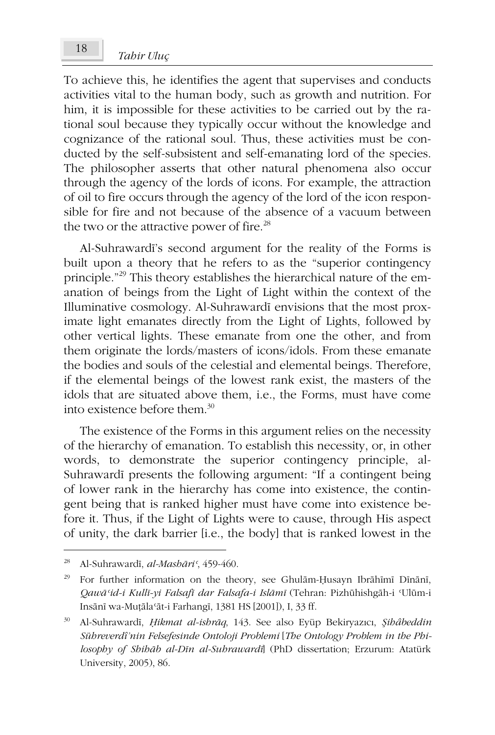To achieve this, he identifies the agent that supervises and conducts activities vital to the human body, such as growth and nutrition. For him, it is impossible for these activities to be carried out by the rational soul because they typically occur without the knowledge and cognizance of the rational soul. Thus, these activities must be conducted by the self-subsistent and self-emanating lord of the species. The philosopher asserts that other natural phenomena also occur through the agency of the lords of icons. For example, the attraction of oil to fire occurs through the agency of the lord of the icon responsible for fire and not because of the absence of a vacuum between the two or the attractive power of fire.[28]

Al-Suhrawardī's second argument for the reality of the Forms is built upon a theory that he refers to as the "superior contingency principle."[29] This theory establishes the hierarchical nature of the emanation of beings from the Light of Light within the context of the Illuminative cosmology. Al-Suhrawardī envisions that the most proximate light emanates directly from the Light of Lights, followed by other vertical lights. These emanate from one the other, and from them originate the lords/masters of icons/idols. From these emanate the bodies and souls of the celestial and elemental beings. Therefore, if the elemental beings of the lowest rank exist, the masters of the idols that are situated above them, i.e., the Forms, must have come into existence before them.[30]

The existence of the Forms in this argument relies on the necessity of the hierarchy of emanation. To establish this necessity, or, in other words, to demonstrate the superior contingency principle, al-Suhrawardī presents the following argument: "If a contingent being of lower rank in the hierarchy has come into existence, the contingent being that is ranked higher must have come into existence before it. Thus, if the Light of Lights were to cause, through His aspect of unity, the dark barrier [i.e., the body] that is ranked lowest in the

---

[28] Al-Suhrawardī, *al-Mashāriʿ*, 459-460.

[29] For further information on the theory, see Ghulām-Ḥusayn Ibrāhīmī Dīnānī, *Qawāʿid-i Kullī-yi Falsafī dar Falsafa-i Islāmī* (Tehran: Pizhūhishgāh-i ʿUlūm-i Insānī wa-Muṭālaʿāt-i Farhangī, 1381 HS [2001]), I, 33 ff.

[30] Al-Suhrawardī, *Ḥikmat al-ishrāq*, 143. See also Eyüp Bekiryazıcı, *Şihâbeddin Sühreverdî'nin Felsefesinde Ontoloji Problemi* [*The Ontology Problem in the Philosophy of Shihāb al-Dīn al-Suhrawardī*] (PhD dissertation; Erzurum: Atatürk University, 2005), 86.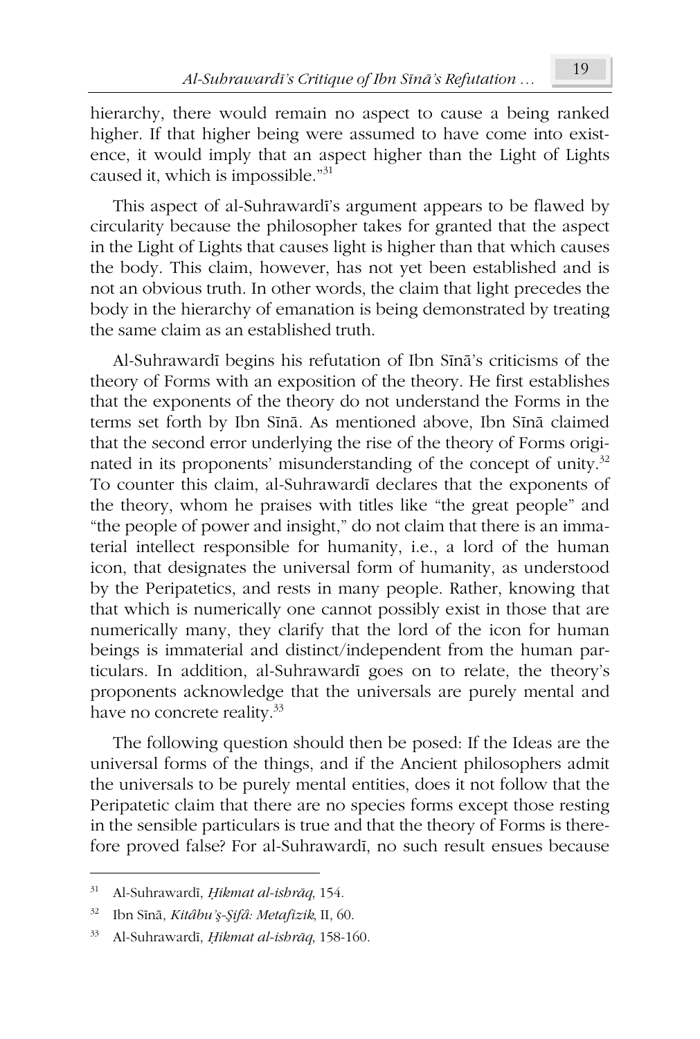hierarchy, there would remain no aspect to cause a being ranked higher. If that higher being were assumed to have come into existence, it would imply that an aspect higher than the Light of Lights caused it, which is impossible."[31]

This aspect of al-Suhrawardī's argument appears to be flawed by circularity because the philosopher takes for granted that the aspect in the Light of Lights that causes light is higher than that which causes the body. This claim, however, has not yet been established and is not an obvious truth. In other words, the claim that light precedes the body in the hierarchy of emanation is being demonstrated by treating the same claim as an established truth.

Al-Suhrawardī begins his refutation of Ibn Sīnā's criticisms of the theory of Forms with an exposition of the theory. He first establishes that the exponents of the theory do not understand the Forms in the terms set forth by Ibn Sīnā. As mentioned above, Ibn Sīnā claimed that the second error underlying the rise of the theory of Forms originated in its proponents' misunderstanding of the concept of unity.[32] To counter this claim, al-Suhrawardī declares that the exponents of the theory, whom he praises with titles like "the great people" and "the people of power and insight," do not claim that there is an immaterial intellect responsible for humanity, i.e., a lord of the human icon, that designates the universal form of humanity, as understood by the Peripatetics, and rests in many people. Rather, knowing that that which is numerically one cannot possibly exist in those that are numerically many, they clarify that the lord of the icon for human beings is immaterial and distinct/independent from the human particulars. In addition, al-Suhrawardī goes on to relate, the theory's proponents acknowledge that the universals are purely mental and have no concrete reality.[33]

The following question should then be posed: If the Ideas are the universal forms of the things, and if the Ancient philosophers admit the universals to be purely mental entities, does it not follow that the Peripatetic claim that there are no species forms except those resting in the sensible particulars is true and that the theory of Forms is therefore proved false? For al-Suhrawardī, no such result ensues because

---

[31] Al-Suhrawardī, *Ḥikmat al-ishrāq*, 154.

[32] Ibn Sīnā, *Kitâbu'ş-Şifâ: Metafizik*, II, 60.

[33] Al-Suhrawardī, *Ḥikmat al-ishrāq*, 158-160.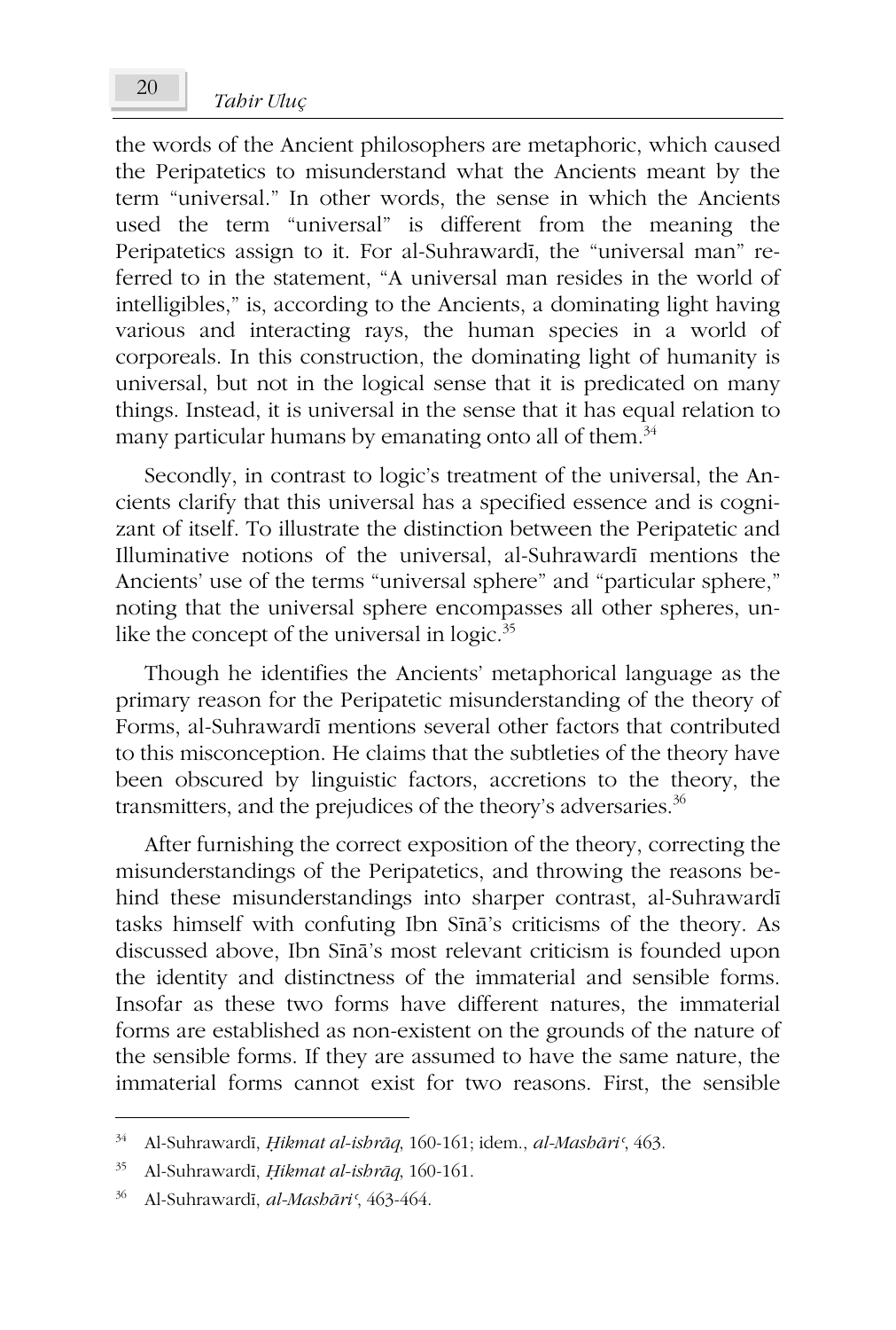the words of the Ancient philosophers are metaphoric, which caused the Peripatetics to misunderstand what the Ancients meant by the term "universal." In other words, the sense in which the Ancients used the term "universal" is different from the meaning the Peripatetics assign to it. For al-Suhrawardī, the "universal man" referred to in the statement, "A universal man resides in the world of intelligibles," is, according to the Ancients, a dominating light having various and interacting rays, the human species in a world of corporeals. In this construction, the dominating light of humanity is universal, but not in the logical sense that it is predicated on many things. Instead, it is universal in the sense that it has equal relation to many particular humans by emanating onto all of them.[34]

Secondly, in contrast to logic's treatment of the universal, the Ancients clarify that this universal has a specified essence and is cognizant of itself. To illustrate the distinction between the Peripatetic and Illuminative notions of the universal, al-Suhrawardī mentions the Ancients' use of the terms "universal sphere" and "particular sphere," noting that the universal sphere encompasses all other spheres, unlike the concept of the universal in logic.[35]

Though he identifies the Ancients' metaphorical language as the primary reason for the Peripatetic misunderstanding of the theory of Forms, al-Suhrawardī mentions several other factors that contributed to this misconception. He claims that the subtleties of the theory have been obscured by linguistic factors, accretions to the theory, the transmitters, and the prejudices of the theory's adversaries.[36]

After furnishing the correct exposition of the theory, correcting the misunderstandings of the Peripatetics, and throwing the reasons behind these misunderstandings into sharper contrast, al-Suhrawardī tasks himself with confuting Ibn Sīnā's criticisms of the theory. As discussed above, Ibn Sīnā's most relevant criticism is founded upon the identity and distinctness of the immaterial and sensible forms. Insofar as these two forms have different natures, the immaterial forms are established as non-existent on the grounds of the nature of the sensible forms. If they are assumed to have the same nature, the immaterial forms cannot exist for two reasons. First, the sensible

---

[34] Al-Suhrawardī, *Ḥikmat al-ishrāq*, 160-161; idem., *al-Mashāriʿ*, 463.

[35] Al-Suhrawardī, *Ḥikmat al-ishrāq*, 160-161.

[36] Al-Suhrawardī, *al-Mashāriʿ*, 463-464.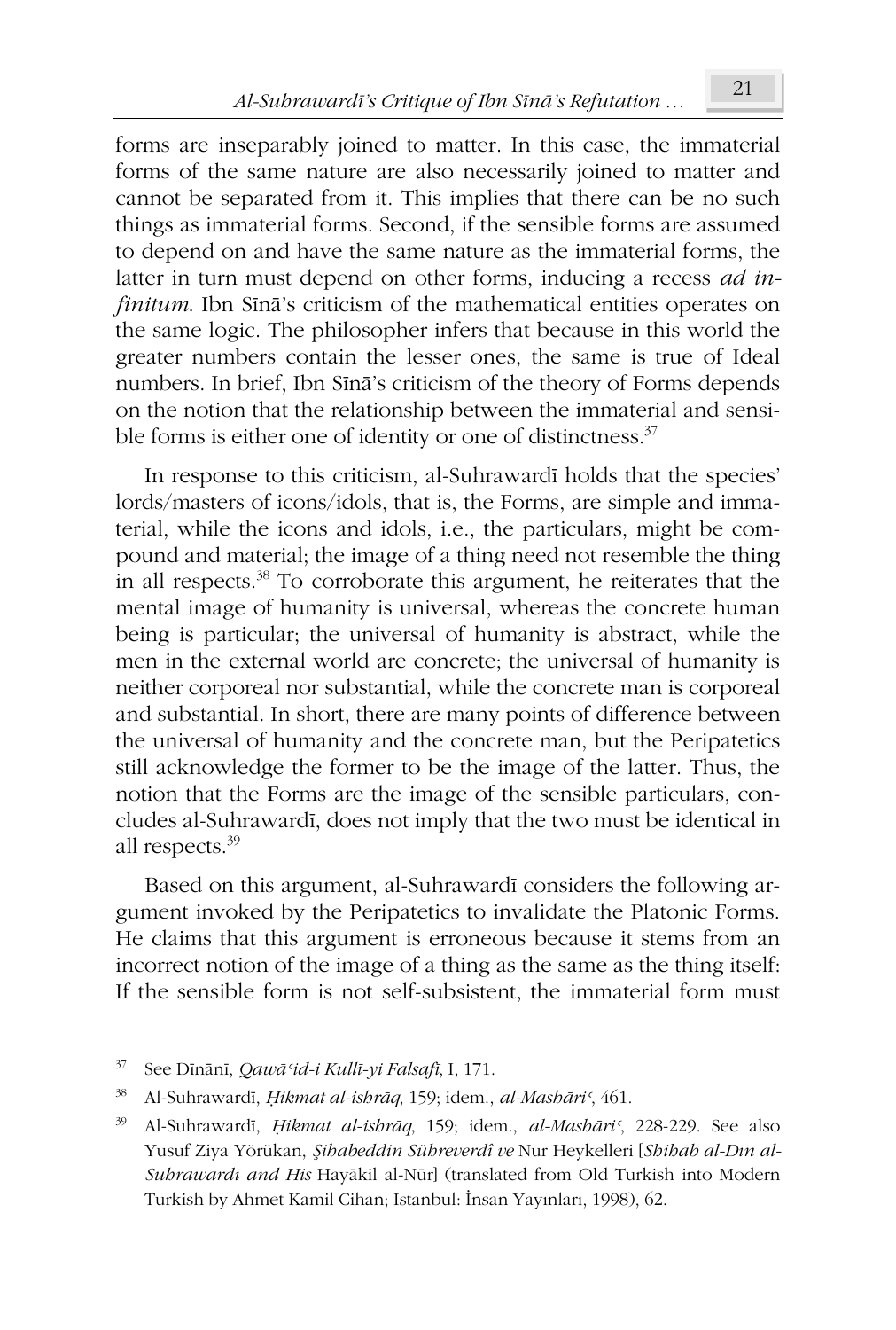forms are inseparably joined to matter. In this case, the immaterial forms of the same nature are also necessarily joined to matter and cannot be separated from it. This implies that there can be no such things as immaterial forms. Second, if the sensible forms are assumed to depend on and have the same nature as the immaterial forms, the latter in turn must depend on other forms, inducing a recess *ad infinitum*. Ibn Sīnā's criticism of the mathematical entities operates on the same logic. The philosopher infers that because in this world the greater numbers contain the lesser ones, the same is true of Ideal numbers. In brief, Ibn Sīnā's criticism of the theory of Forms depends on the notion that the relationship between the immaterial and sensible forms is either one of identity or one of distinctness.[37]

In response to this criticism, al-Suhrawardī holds that the species' lords/masters of icons/idols, that is, the Forms, are simple and immaterial, while the icons and idols, i.e., the particulars, might be compound and material; the image of a thing need not resemble the thing in all respects.[38] To corroborate this argument, he reiterates that the mental image of humanity is universal, whereas the concrete human being is particular; the universal of humanity is abstract, while the men in the external world are concrete; the universal of humanity is neither corporeal nor substantial, while the concrete man is corporeal and substantial. In short, there are many points of difference between the universal of humanity and the concrete man, but the Peripatetics still acknowledge the former to be the image of the latter. Thus, the notion that the Forms are the image of the sensible particulars, concludes al-Suhrawardī, does not imply that the two must be identical in all respects.[39]

Based on this argument, al-Suhrawardī considers the following argument invoked by the Peripatetics to invalidate the Platonic Forms. He claims that this argument is erroneous because it stems from an incorrect notion of the image of a thing as the same as the thing itself: If the sensible form is not self-subsistent, the immaterial form must

---

[37] See Dīnānī, *Qawāʿid-i Kullī-yi Falsafī*, I, 171.

[38] Al-Suhrawardī, *Ḥikmat al-ishrāq*, 159; idem., *al-Mashāriʿ*, 461.

[39] Al-Suhrawardī, *Ḥikmat al-ishrāq*, 159; idem., *al-Mashāriʿ*, 228-229. See also Yusuf Ziya Yörükan, *Şihabeddin Sühreverdî ve* Nur Heykelleri [*Shihāb al-Dīn al-Suhrawardī and His* Hayākil al-Nūr] (translated from Old Turkish into Modern Turkish by Ahmet Kamil Cihan; Istanbul: İnsan Yayınları, 1998), 62.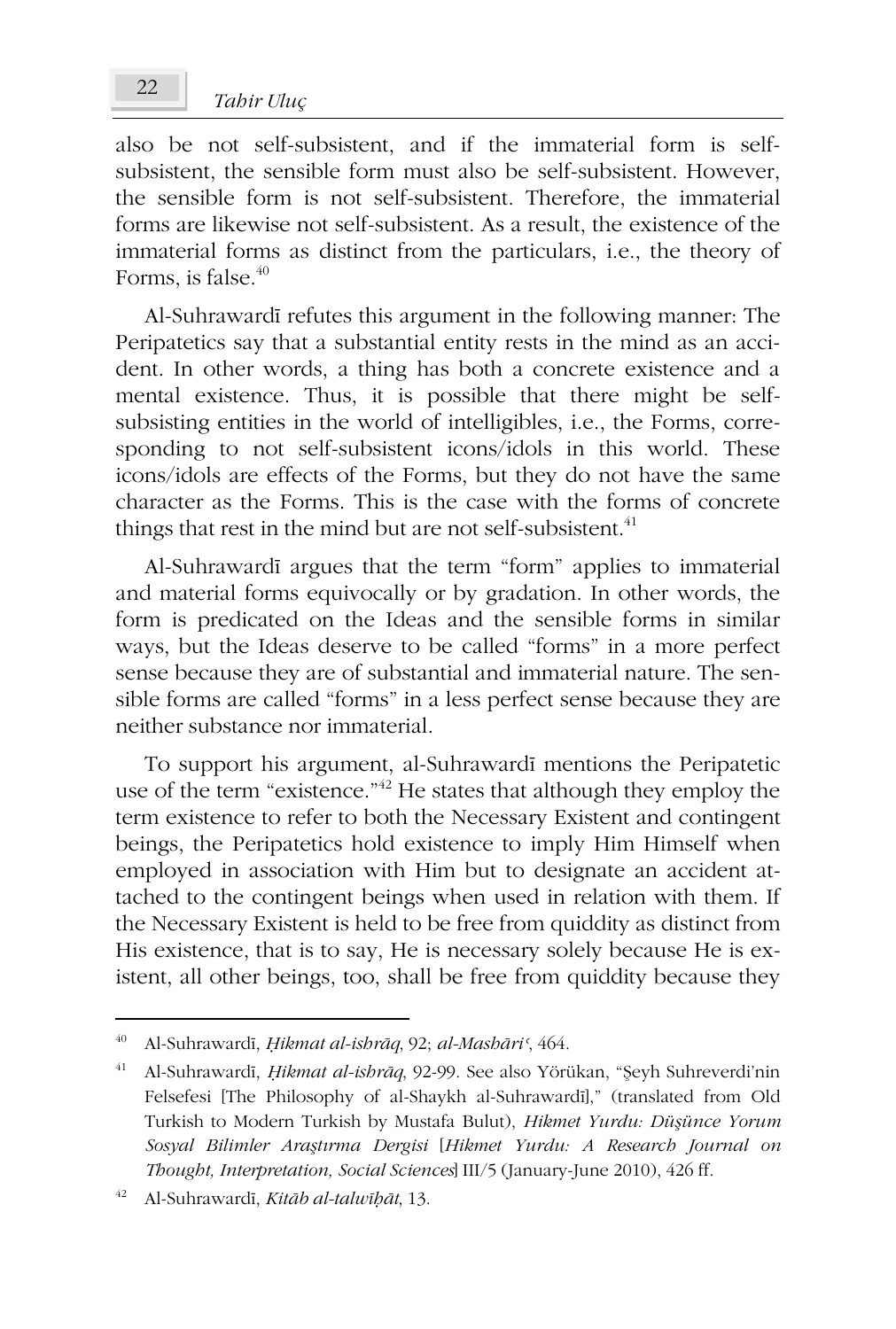also be not self-subsistent, and if the immaterial form is self-subsistent, the sensible form must also be self-subsistent. However, the sensible form is not self-subsistent. Therefore, the immaterial forms are likewise not self-subsistent. As a result, the existence of the immaterial forms as distinct from the particulars, i.e., the theory of Forms, is false.[40]

Al-Suhrawardī refutes this argument in the following manner: The Peripatetics say that a substantial entity rests in the mind as an accident. In other words, a thing has both a concrete existence and a mental existence. Thus, it is possible that there might be self-subsisting entities in the world of intelligibles, i.e., the Forms, corresponding to not self-subsistent icons/idols in this world. These icons/idols are effects of the Forms, but they do not have the same character as the Forms. This is the case with the forms of concrete things that rest in the mind but are not self-subsistent.[41]

Al-Suhrawardī argues that the term "form" applies to immaterial and material forms equivocally or by gradation. In other words, the form is predicated on the Ideas and the sensible forms in similar ways, but the Ideas deserve to be called "forms" in a more perfect sense because they are of substantial and immaterial nature. The sensible forms are called "forms" in a less perfect sense because they are neither substance nor immaterial.

To support his argument, al-Suhrawardī mentions the Peripatetic use of the term "existence."[42] He states that although they employ the term existence to refer to both the Necessary Existent and contingent beings, the Peripatetics hold existence to imply Him Himself when employed in association with Him but to designate an accident attached to the contingent beings when used in relation with them. If the Necessary Existent is held to be free from quiddity as distinct from His existence, that is to say, He is necessary solely because He is existent, all other beings, too, shall be free from quiddity because they

---

[40] Al-Suhrawardī, *Ḥikmat al-ishrāq*, 92; *al-Mashāriʿ*, 464.

[41] Al-Suhrawardī, *Ḥikmat al-ishrāq*, 92-99. See also Yörükan, "Şeyh Suhreverdi'nin Felsefesi [The Philosophy of al-Shaykh al-Suhrawardī]," (translated from Old Turkish to Modern Turkish by Mustafa Bulut), *Hikmet Yurdu: Düşünce Yorum Sosyal Bilimler Araştırma Dergisi* [*Hikmet Yurdu: A Research Journal on Thought, Interpretation, Social Sciences*] III/5 (January-June 2010), 426 ff.

[42] Al-Suhrawardī, *Kitāb al-talwīḥāt*, 13.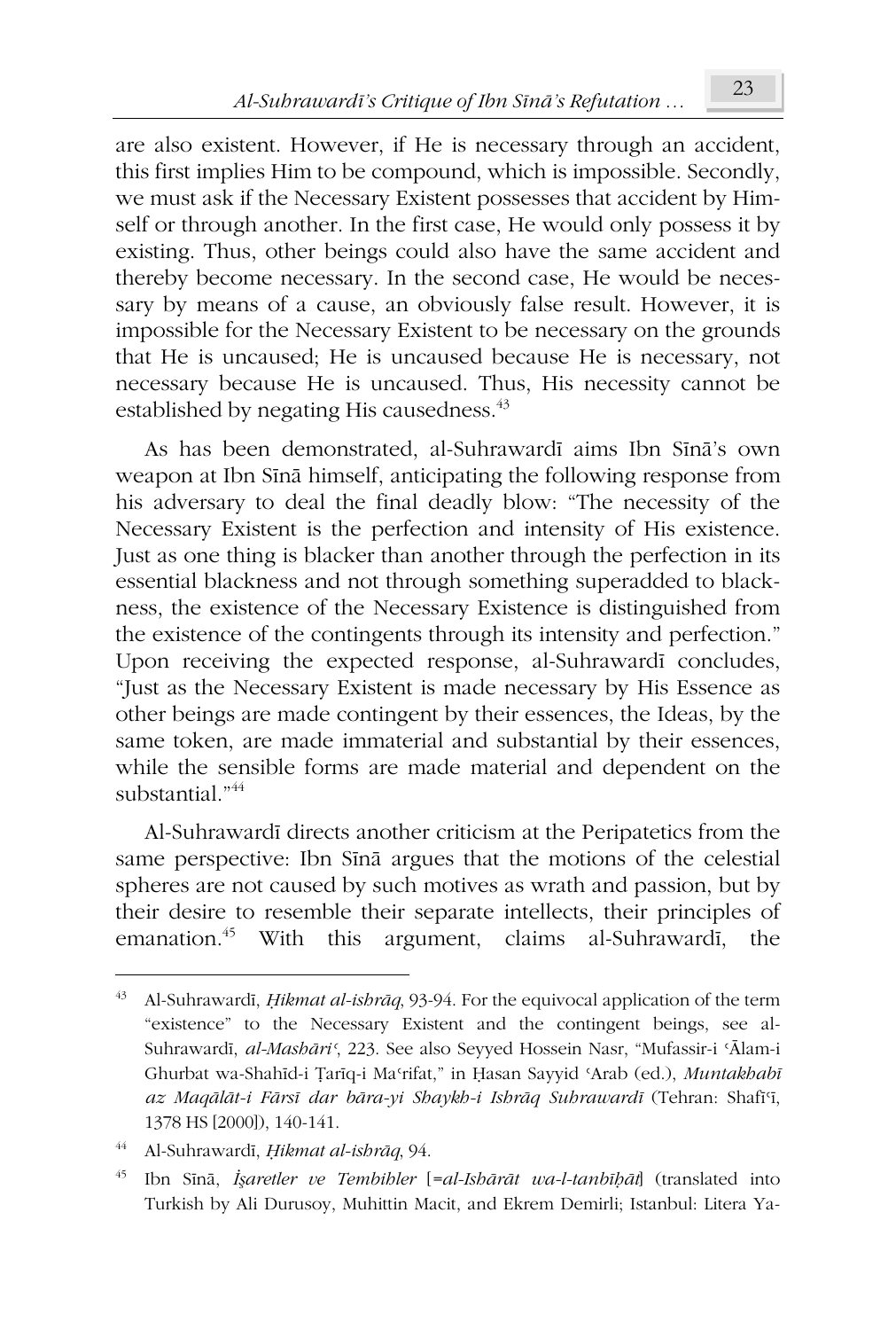are also existent. However, if He is necessary through an accident, this first implies Him to be compound, which is impossible. Secondly, we must ask if the Necessary Existent possesses that accident by Himself or through another. In the first case, He would only possess it by existing. Thus, other beings could also have the same accident and thereby become necessary. In the second case, He would be necessary by means of a cause, an obviously false result. However, it is impossible for the Necessary Existent to be necessary on the grounds that He is uncaused; He is uncaused because He is necessary, not necessary because He is uncaused. Thus, His necessity cannot be established by negating His causedness.[43]

As has been demonstrated, al-Suhrawardī aims Ibn Sīnā's own weapon at Ibn Sīnā himself, anticipating the following response from his adversary to deal the final deadly blow: "The necessity of the Necessary Existent is the perfection and intensity of His existence. Just as one thing is blacker than another through the perfection in its essential blackness and not through something superadded to blackness, the existence of the Necessary Existence is distinguished from the existence of the contingents through its intensity and perfection." Upon receiving the expected response, al-Suhrawardī concludes, "Just as the Necessary Existent is made necessary by His Essence as other beings are made contingent by their essences, the Ideas, by the same token, are made immaterial and substantial by their essences, while the sensible forms are made material and dependent on the substantial."[44]

Al-Suhrawardī directs another criticism at the Peripatetics from the same perspective: Ibn Sīnā argues that the motions of the celestial spheres are not caused by such motives as wrath and passion, but by their desire to resemble their separate intellects, their principles of emanation.[45] With this argument, claims al-Suhrawardī, the

---

[43] Al-Suhrawardī, *Ḥikmat al-ishrāq*, 93-94. For the equivocal application of the term "existence" to the Necessary Existent and the contingent beings, see al-Suhrawardī, *al-Mashāriʿ*, 223. See also Seyyed Hossein Nasr, "Mufassir-i ʿĀlam-i Ghurbat wa-Shahīd-i Ṭarīq-i Maʿrifat," in Ḥasan Sayyid ʿArab (ed.), *Muntakhabī az Maqālāt-i Fārsī dar bāra-yi Shaykh-i Ishrāq Suhrawardī* (Tehran: Shafīʿī, 1378 HS [2000]), 140-141.

[44] Al-Suhrawardī, *Ḥikmat al-ishrāq*, 94.

[45] Ibn Sīnā, *İşaretler ve Tembihler* [=*al-Ishārāt wa-l-tanbīḥāt*] (translated into Turkish by Ali Durusoy, Muhittin Macit, and Ekrem Demirli; Istanbul: Litera Ya-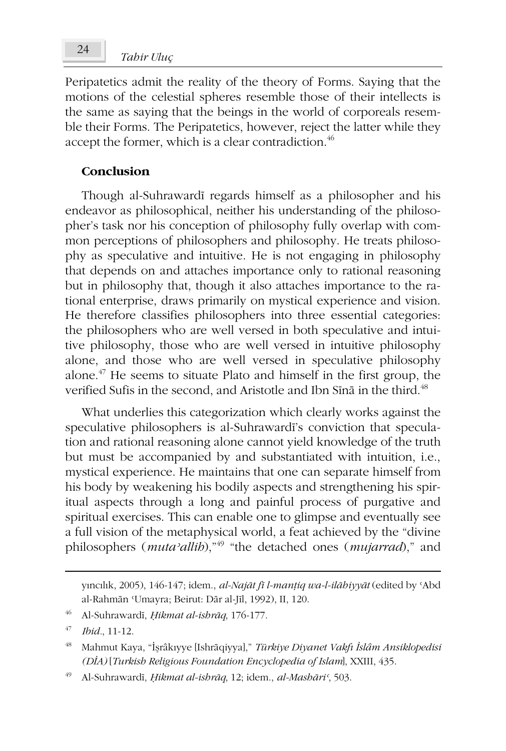Peripatetics admit the reality of the theory of Forms. Saying that the motions of the celestial spheres resemble those of their intellects is the same as saying that the beings in the world of corporeals resemble their Forms. The Peripatetics, however, reject the latter while they accept the former, which is a clear contradiction.[46]

## Conclusion

Though al-Suhrawardī regards himself as a philosopher and his endeavor as philosophical, neither his understanding of the philosopher's task nor his conception of philosophy fully overlap with common perceptions of philosophers and philosophy. He treats philosophy as speculative and intuitive. He is not engaging in philosophy that depends on and attaches importance only to rational reasoning but in philosophy that, though it also attaches importance to the rational enterprise, draws primarily on mystical experience and vision. He therefore classifies philosophers into three essential categories: the philosophers who are well versed in both speculative and intuitive philosophy, those who are well versed in intuitive philosophy alone, and those who are well versed in speculative philosophy alone.[47] He seems to situate Plato and himself in the first group, the verified Sufis in the second, and Aristotle and Ibn Sīnā in the third.[48]

What underlies this categorization which clearly works against the speculative philosophers is al-Suhrawardī's conviction that speculation and rational reasoning alone cannot yield knowledge of the truth but must be accompanied by and substantiated with intuition, i.e., mystical experience. He maintains that one can separate himself from his body by weakening his bodily aspects and strengthening his spiritual aspects through a long and painful process of purgative and spiritual exercises. This can enable one to glimpse and eventually see a full vision of the metaphysical world, a feat achieved by the "divine philosophers (*mutaʾallih*),"[49] "the detached ones (*mujarrad*)," and

---

yıncılık, 2005), 146-147; idem., *al-Najāt fī l-manṭiq wa-l-ilāhiyyāt* (edited by ʿAbd al-Rahmān ʿUmayra; Beirut: Dār al-Jīl, 1992), II, 120.

46 Al-Suhrawardī, *Ḥikmat al-ishrāq*, 176-177.

47 *Ibid*., 11-12.

48 Mahmut Kaya, "İşrâkıyye [Ishrāqiyya]," *Türkiye Diyanet Vakfı İslâm Ansiklopedisi (DİA)* [*Turkish Religious Foundation Encyclopedia of Islam*], XXIII, 435.

49 Al-Suhrawardī, *Ḥikmat al-ishrāq*, 12; idem., *al-Mashāriʿ*, 503.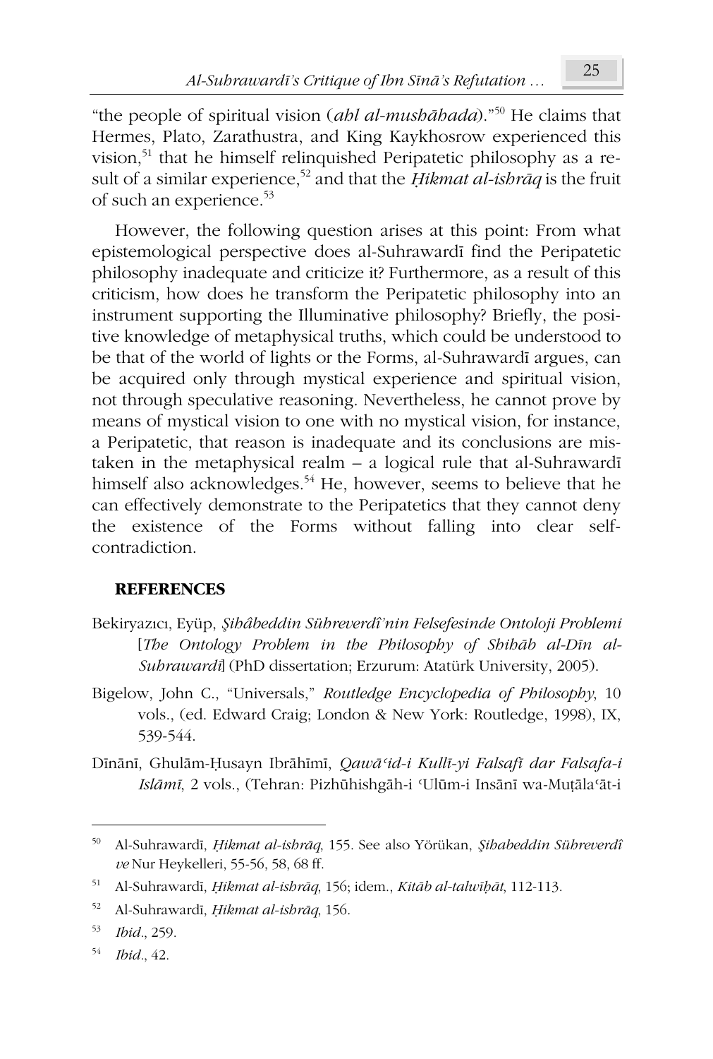"the people of spiritual vision (*ahl al-mushāhada*)."[50] He claims that Hermes, Plato, Zarathustra, and King Kaykhosrow experienced this vision,[51] that he himself relinquished Peripatetic philosophy as a result of a similar experience,[52] and that the *Ḥikmat al-ishrāq* is the fruit of such an experience.[53]

However, the following question arises at this point: From what epistemological perspective does al-Suhrawardī find the Peripatetic philosophy inadequate and criticize it? Furthermore, as a result of this criticism, how does he transform the Peripatetic philosophy into an instrument supporting the Illuminative philosophy? Briefly, the positive knowledge of metaphysical truths, which could be understood to be that of the world of lights or the Forms, al-Suhrawardī argues, can be acquired only through mystical experience and spiritual vision, not through speculative reasoning. Nevertheless, he cannot prove by means of mystical vision to one with no mystical vision, for instance, a Peripatetic, that reason is inadequate and its conclusions are mistaken in the metaphysical realm – a logical rule that al-Suhrawardī himself also acknowledges.[54] He, however, seems to believe that he can effectively demonstrate to the Peripatetics that they cannot deny the existence of the Forms without falling into clear self-contradiction.

## REFERENCES

Bekiryazıcı, Eyüp, *Şihâbeddin Sühreverdî'nin Felsefesinde Ontoloji Problemi* [*The Ontology Problem in the Philosophy of Shihāb al-Dīn al-Suhrawardī*] (PhD dissertation; Erzurum: Atatürk University, 2005).

Bigelow, John C., "Universals," *Routledge Encyclopedia of Philosophy*, 10 vols., (ed. Edward Craig; London & New York: Routledge, 1998), IX, 539-544.

Dīnānī, Ghulām-Ḥusayn Ibrāhīmī, *Qawāʿid-i Kullī-yi Falsafī dar Falsafa-i Islāmī*, 2 vols., (Tehran: Pizhūhishgāh-i ʿUlūm-i Insānī wa-Muṭālaʿāt-i

---

[50] Al-Suhrawardī, *Ḥikmat al-ishrāq*, 155. See also Yörükan, *Şihabeddin Sühreverdî ve* Nur Heykelleri, 55-56, 58, 68 ff.

[51] Al-Suhrawardī, *Ḥikmat al-ishrāq*, 156; idem., *Kitāb al-talwīḥāt*, 112-113.

[52] Al-Suhrawardī, *Ḥikmat al-ishrāq*, 156.

[53] *Ibid*., 259.

[54] *Ibid*., 42.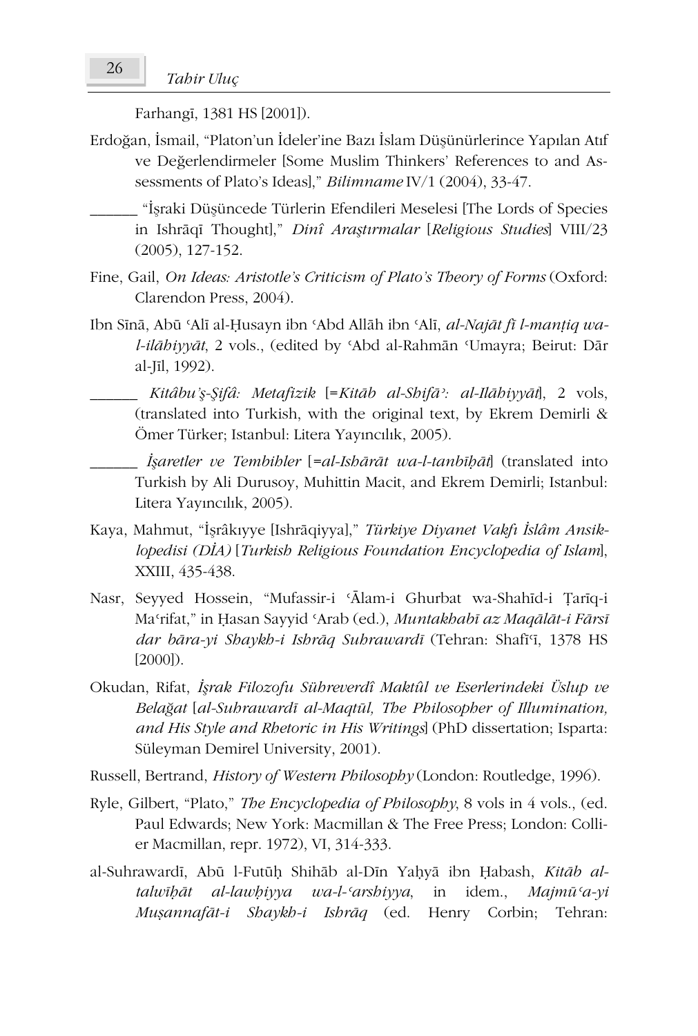Farhangī, 1381 HS [2001]).

Erdoğan, İsmail, "Platon'un İdeler'ine Bazı İslam Düşünürlerince Yapılan Atıf ve Değerlendirmeler [Some Muslim Thinkers' References to and Assessments of Plato's Ideas]," *Bilimname* IV/1 (2004), 33-47.

______ "İşraki Düşüncede Türlerin Efendileri Meselesi [The Lords of Species in Ishrāqī Thought]," *Dinî Araştırmalar* [*Religious Studies*] VIII/23 (2005), 127-152.

Fine, Gail, *On Ideas: Aristotle's Criticism of Plato's Theory of Forms* (Oxford: Clarendon Press, 2004).

Ibn Sīnā, Abū ʿAlī al-Ḥusayn ibn ʿAbd Allāh ibn ʿAlī, *al-Najāt fī l-manṭiq wa-l-ilāhiyyāt*, 2 vols., (edited by ʿAbd al-Rahmān ʿUmayra; Beirut: Dār al-Jīl, 1992).

______ *Kitâbu'ş-Şifâ: Metafizik* [=*Kitāb al-Shifāʾ: al-Ilāhiyyāt*], 2 vols, (translated into Turkish, with the original text, by Ekrem Demirli & Ömer Türker; Istanbul: Litera Yayıncılık, 2005).

______ *İşaretler ve Tembihler* [=*al-Ishārāt wa-l-tanbīhāt*] (translated into Turkish by Ali Durusoy, Muhittin Macit, and Ekrem Demirli; Istanbul: Litera Yayıncılık, 2005).

Kaya, Mahmut, "İşrâkıyye [Ishrāqiyya]," *Türkiye Diyanet Vakfı İslâm Ansiklopedisi (DİA)* [*Turkish Religious Foundation Encyclopedia of Islam*], XXIII, 435-438.

Nasr, Seyyed Hossein, "Mufassir-i ʿĀlam-i Ghurbat wa-Shahīd-i Ṭarīq-i Maʿrifat," in Ḥasan Sayyid ʿArab (ed.), *Muntakhabī az Maqālāt-i Fārsī dar bāra-yi Shaykh-i Ishrāq Suhrawardī* (Tehran: Shafīʿī, 1378 HS [2000]).

Okudan, Rifat, *İşrak Filozofu Sühreverdî Maktûl ve Eserlerindeki Üslup ve Belağat* [*al-Suhrawardī al-Maqtūl, The Philosopher of Illumination, and His Style and Rhetoric in His Writings*] (PhD dissertation; Isparta: Süleyman Demirel University, 2001).

Russell, Bertrand, *History of Western Philosophy* (London: Routledge, 1996).

Ryle, Gilbert, "Plato," *The Encyclopedia of Philosophy*, 8 vols in 4 vols., (ed. Paul Edwards; New York: Macmillan & The Free Press; London: Collier Macmillan, repr. 1972), VI, 314-333.

al-Suhrawardī, Abū l-Futūḥ Shihāb al-Dīn Yaḥyā ibn Ḥabash, *Kitāb al-talwīḥāt al-lawḥiyya wa-l-ʿarshiyya*, in idem., *Majmūʿa-yi Muṣannafāt-i Shaykh-i Ishrāq* (ed. Henry Corbin; Tehran: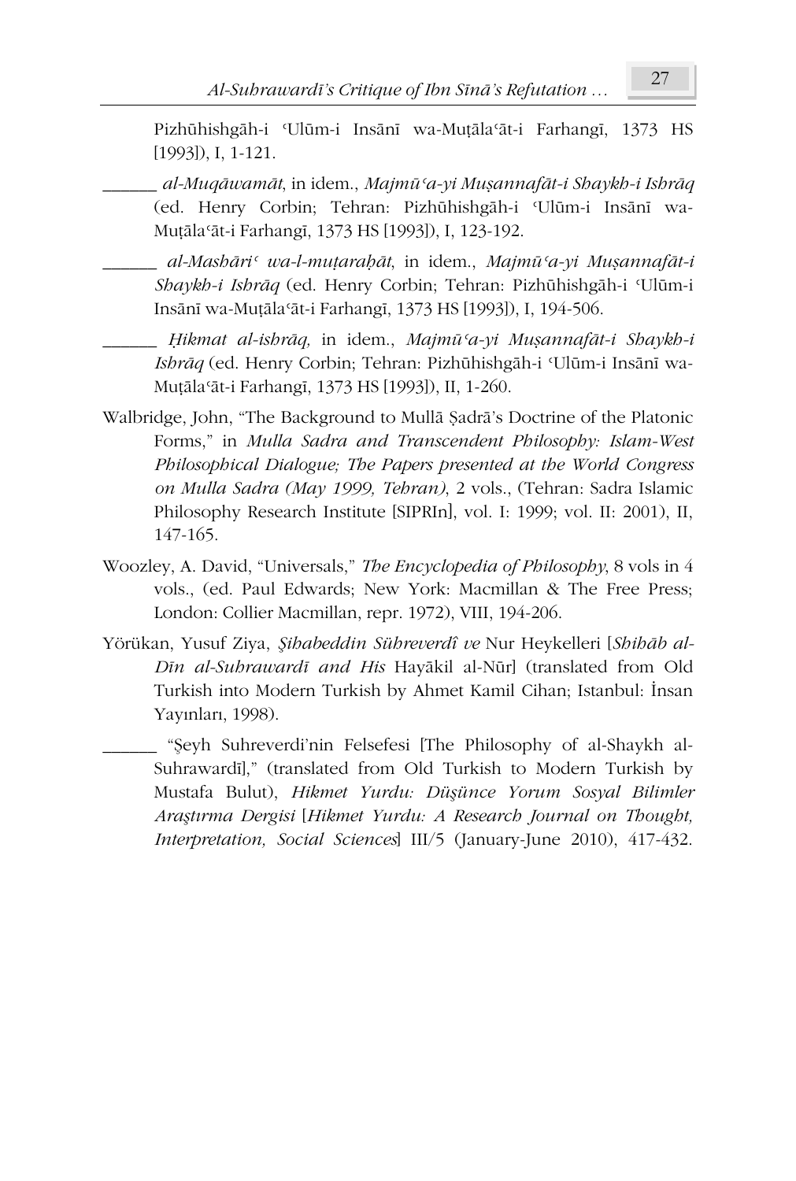Pizhūhishgāh-i ʿUlūm-i Insānī wa-Muṭālaʿāt-i Farhangī, 1373 HS [1993]), I, 1-121.

______ *al-Muqāwamāt*, in idem., *Majmūʿa-yi Muṣannafāt-i Shaykh-i Ishrāq* (ed. Henry Corbin; Tehran: Pizhūhishgāh-i ʿUlūm-i Insānī wa-Muṭālaʿāt-i Farhangī, 1373 HS [1993]), I, 123-192.

______ *al-Mashāriʿ wa-l-muṭaraḥāt*, in idem., *Majmūʿa-yi Muṣannafāt-i Shaykh-i Ishrāq* (ed. Henry Corbin; Tehran: Pizhūhishgāh-i ʿUlūm-i Insānī wa-Muṭālaʿāt-i Farhangī, 1373 HS [1993]), I, 194-506.

______ *Ḥikmat al-ishrāq,* in idem., *Majmūʿa-yi Muṣannafāt-i Shaykh-i Ishrāq* (ed. Henry Corbin; Tehran: Pizhūhishgāh-i ʿUlūm-i Insānī wa-Muṭālaʿāt-i Farhangī, 1373 HS [1993]), II, 1-260.

Walbridge, John, "The Background to Mullā Ṣadrā's Doctrine of the Platonic Forms," in *Mulla Sadra and Transcendent Philosophy: Islam-West Philosophical Dialogue; The Papers presented at the World Congress on Mulla Sadra (May 1999, Tehran)*, 2 vols., (Tehran: Sadra Islamic Philosophy Research Institute [SIPRIn], vol. I: 1999; vol. II: 2001), II, 147-165.

Woozley, A. David, "Universals," *The Encyclopedia of Philosophy*, 8 vols in 4 vols., (ed. Paul Edwards; New York: Macmillan & The Free Press; London: Collier Macmillan, repr. 1972), VIII, 194-206.

Yörükan, Yusuf Ziya, *Şihabeddin Sühreverdî ve* Nur Heykelleri [*Shihāb al-Dīn al-Suhrawardī and His* Hayākil al-Nūr] (translated from Old Turkish into Modern Turkish by Ahmet Kamil Cihan; Istanbul: İnsan Yayınları, 1998).

______ "Şeyh Suhreverdi'nin Felsefesi [The Philosophy of al-Shaykh al-Suhrawardī]," (translated from Old Turkish to Modern Turkish by Mustafa Bulut), *Hikmet Yurdu: Düşünce Yorum Sosyal Bilimler Araştırma Dergisi* [*Hikmet Yurdu: A Research Journal on Thought, Interpretation, Social Sciences*] III/5 (January-June 2010), 417-432.